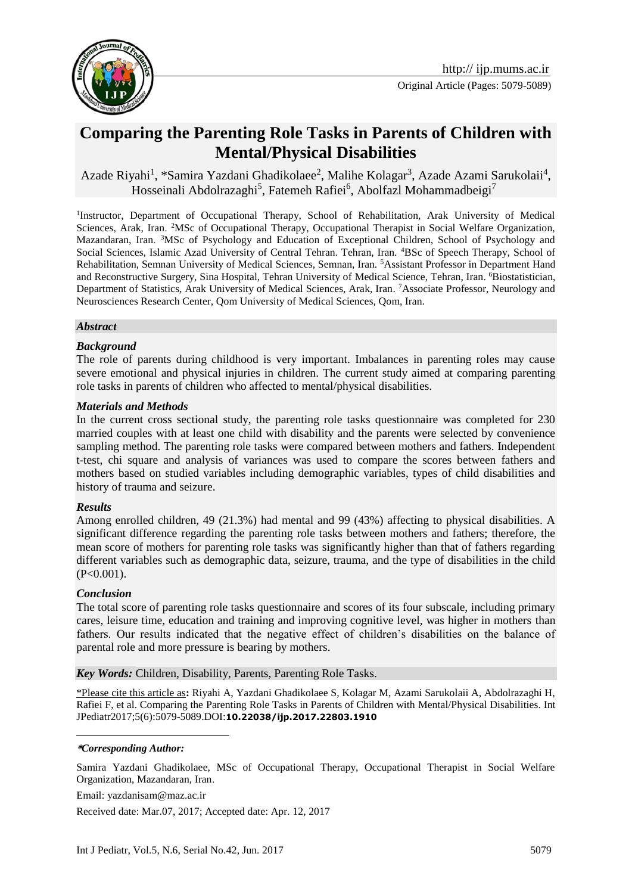Original Article (Pages: 5079-5089)

# Comparing the Parenting Role Tasks in Parents of Children with Mental/Physical Disabilities

Azade Riyahi[1], *Samira Yazdani Ghadikolaee[2], Malihe Kolagar[3], Azade Azami Sarukolaii[4], Hosseinali Abdolrazaghi[5], Fatemeh Rafiei[6], Abolfazl Mohammadbeigi[7]

[1]Instructor, Department of Occupational Therapy, School of Rehabilitation, Arak University of Medical Sciences, Arak, Iran. [2]MSc of Occupational Therapy, Occupational Therapist in Social Welfare Organization, Mazandaran, Iran. [3]MSc of Psychology and Education of Exceptional Children, School of Psychology and Social Sciences, Islamic Azad University of Central Tehran. Tehran, Iran. [4]BSc of Speech Therapy, School of Rehabilitation, Semnan University of Medical Sciences, Semnan, Iran. [5]Assistant Professor in Department Hand and Reconstructive Surgery, Sina Hospital, Tehran University of Medical Science, Tehran, Iran. [6]Biostatistician, Department of Statistics, Arak University of Medical Sciences, Arak, Iran. [7]Associate Professor, Neurology and Neurosciences Research Center, Qom University of Medical Sciences, Qom, Iran.

## *Abstract*

### *Background*

The role of parents during childhood is very important. Imbalances in parenting roles may cause severe emotional and physical injuries in children. The current study aimed at comparing parenting role tasks in parents of children who affected to mental/physical disabilities.

### *Materials and Methods*

In the current cross sectional study, the parenting role tasks questionnaire was completed for 230 married couples with at least one child with disability and the parents were selected by convenience sampling method. The parenting role tasks were compared between mothers and fathers. Independent t-test, chi square and analysis of variances was used to compare the scores between fathers and mothers based on studied variables including demographic variables, types of child disabilities and history of trauma and seizure.

### *Results*

Among enrolled children, 49 (21.3%) had mental and 99 (43%) affecting to physical disabilities. A significant difference regarding the parenting role tasks between mothers and fathers; therefore, the mean score of mothers for parenting role tasks was significantly higher than that of fathers regarding different variables such as demographic data, seizure, trauma, and the type of disabilities in the child ($P<0.001$).

### *Conclusion*

The total score of parenting role tasks questionnaire and scores of its four subscale, including primary cares, leisure time, education and training and improving cognitive level, was higher in mothers than fathers. Our results indicated that the negative effect of children's disabilities on the balance of parental role and more pressure is bearing by mothers.

***Key Words:*** Children, Disability, Parents, Parenting Role Tasks.

\*Please cite this article as**:** Riyahi A, Yazdani Ghadikolaee S, Kolagar M, Azami Sarukolaii A, Abdolrazaghi H, Rafiei F, et al. Comparing the Parenting Role Tasks in Parents of Children with Mental/Physical Disabilities. Int JPediatr2017;5(6):5079-5089.DOI:**10.22038/ijp.2017.22803.1910**

***\*Corresponding Author:***

Samira Yazdani Ghadikolaee, MSc of Occupational Therapy, Occupational Therapist in Social Welfare Organization, Mazandaran, Iran.

Email: yazdanisam@maz.ac.ir

Received date: Mar.07, 2017; Accepted date: Apr. 12, 2017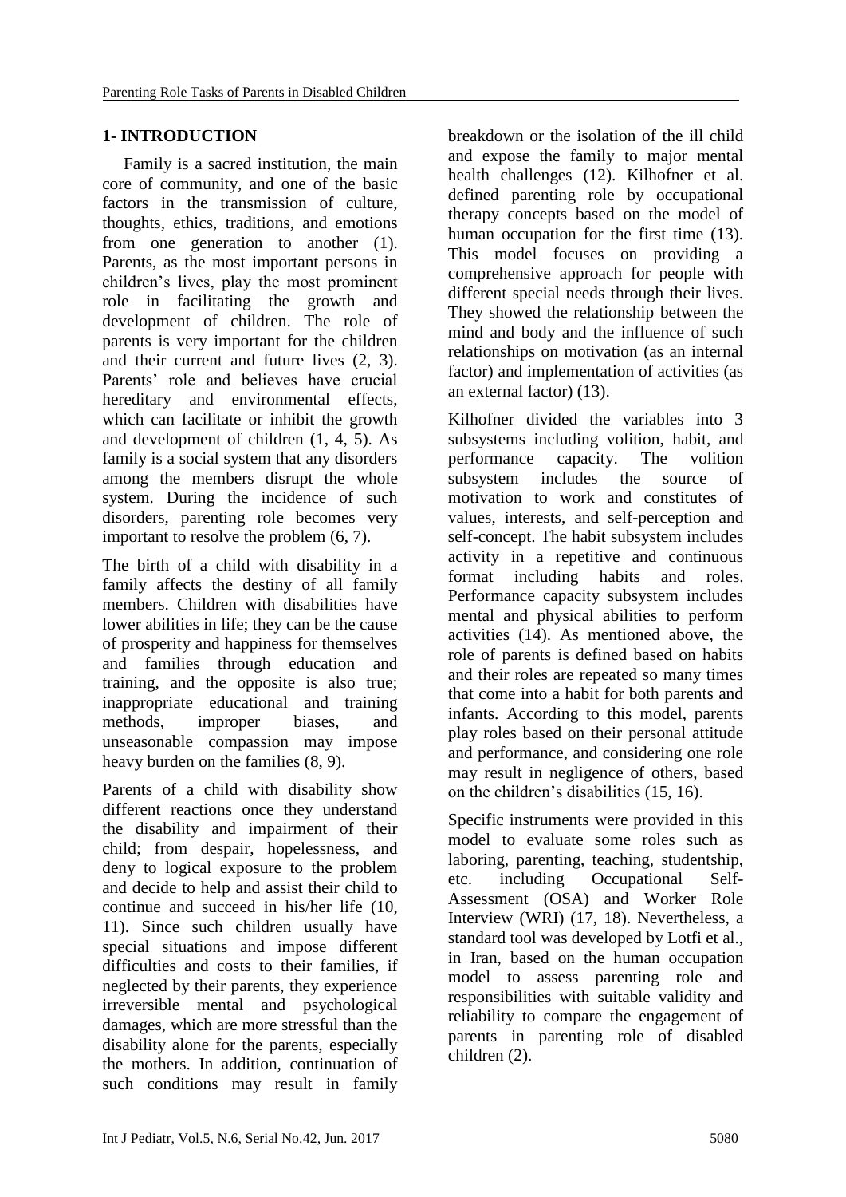## 1- INTRODUCTION

Family is a sacred institution, the main core of community, and one of the basic factors in the transmission of culture, thoughts, ethics, traditions, and emotions from one generation to another (1). Parents, as the most important persons in children's lives, play the most prominent role in facilitating the growth and development of children. The role of parents is very important for the children and their current and future lives (2, 3). Parents' role and believes have crucial hereditary and environmental effects, which can facilitate or inhibit the growth and development of children (1, 4, 5). As family is a social system that any disorders among the members disrupt the whole system. During the incidence of such disorders, parenting role becomes very important to resolve the problem (6, 7).

The birth of a child with disability in a family affects the destiny of all family members. Children with disabilities have lower abilities in life; they can be the cause of prosperity and happiness for themselves and families through education and training, and the opposite is also true; inappropriate educational and training methods, improper biases, and unseasonable compassion may impose heavy burden on the families (8, 9).

Parents of a child with disability show different reactions once they understand the disability and impairment of their child; from despair, hopelessness, and deny to logical exposure to the problem and decide to help and assist their child to continue and succeed in his/her life (10, 11). Since such children usually have special situations and impose different difficulties and costs to their families, if neglected by their parents, they experience irreversible mental and psychological damages, which are more stressful than the disability alone for the parents, especially the mothers. In addition, continuation of such conditions may result in family breakdown or the isolation of the ill child and expose the family to major mental health challenges (12). Kilhofner et al. defined parenting role by occupational therapy concepts based on the model of human occupation for the first time (13). This model focuses on providing a comprehensive approach for people with different special needs through their lives. They showed the relationship between the mind and body and the influence of such relationships on motivation (as an internal factor) and implementation of activities (as an external factor) (13).

Kilhofner divided the variables into 3 subsystems including volition, habit, and performance capacity. The volition subsystem includes the source of motivation to work and constitutes of values, interests, and self-perception and self-concept. The habit subsystem includes activity in a repetitive and continuous format including habits and roles. Performance capacity subsystem includes mental and physical abilities to perform activities (14). As mentioned above, the role of parents is defined based on habits and their roles are repeated so many times that come into a habit for both parents and infants. According to this model, parents play roles based on their personal attitude and performance, and considering one role may result in negligence of others, based on the children's disabilities (15, 16).

Specific instruments were provided in this model to evaluate some roles such as laboring, parenting, teaching, studentship, etc. including Occupational Self-Assessment (OSA) and Worker Role Interview (WRI) (17, 18). Nevertheless, a standard tool was developed by Lotfi et al., in Iran, based on the human occupation model to assess parenting role and responsibilities with suitable validity and reliability to compare the engagement of parents in parenting role of disabled children (2).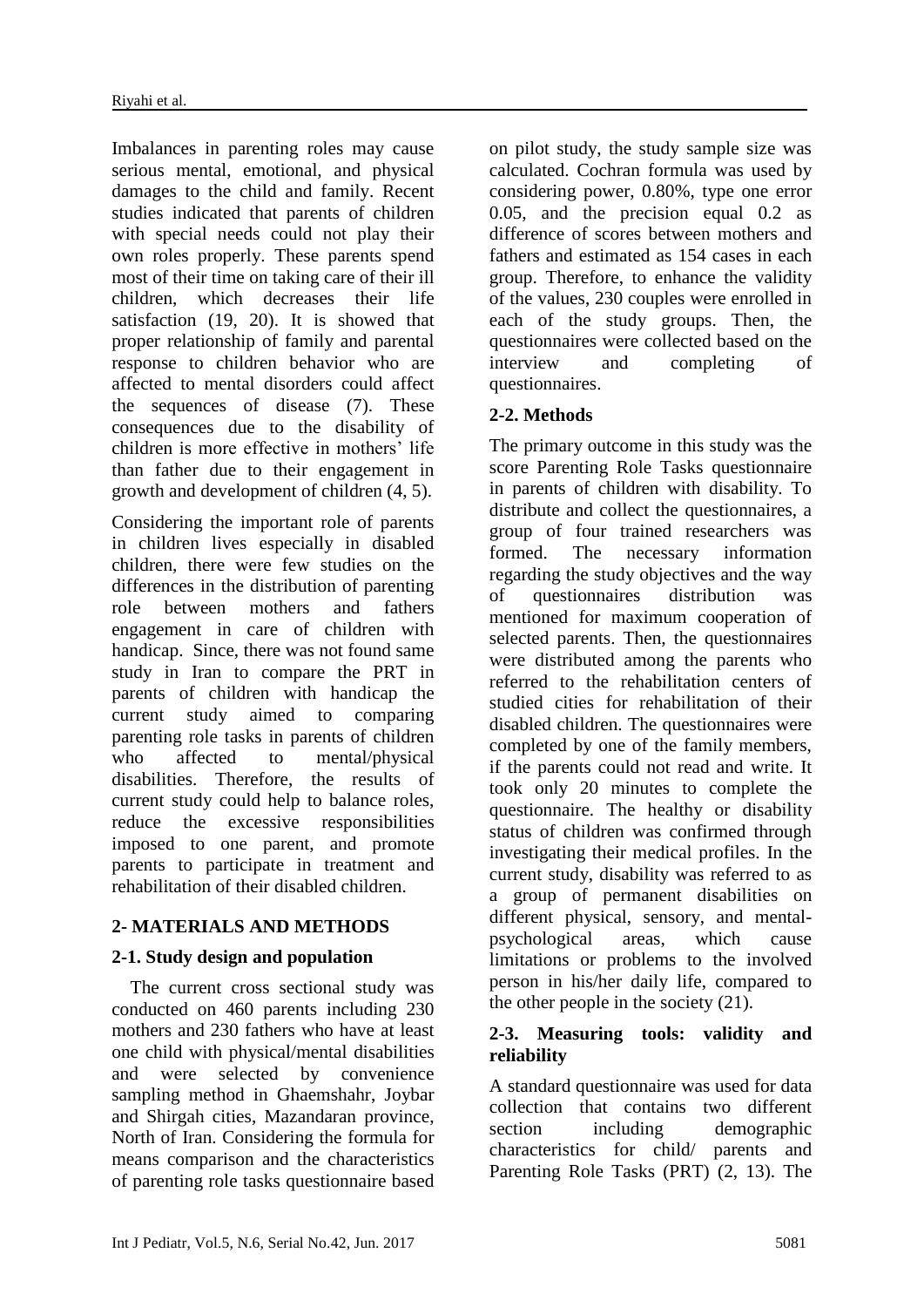Imbalances in parenting roles may cause serious mental, emotional, and physical damages to the child and family. Recent studies indicated that parents of children with special needs could not play their own roles properly. These parents spend most of their time on taking care of their ill children, which decreases their life satisfaction (19, 20). It is showed that proper relationship of family and parental response to children behavior who are affected to mental disorders could affect the sequences of disease (7). These consequences due to the disability of children is more effective in mothers' life than father due to their engagement in growth and development of children (4, 5).

Considering the important role of parents in children lives especially in disabled children, there were few studies on the differences in the distribution of parenting role between mothers and fathers engagement in care of children with handicap. Since, there was not found same study in Iran to compare the PRT in parents of children with handicap the current study aimed to comparing parenting role tasks in parents of children who affected to mental/physical disabilities. Therefore, the results of current study could help to balance roles, reduce the excessive responsibilities imposed to one parent, and promote parents to participate in treatment and rehabilitation of their disabled children.

## 2- MATERIALS AND METHODS

### 2-1. Study design and population

The current cross sectional study was conducted on 460 parents including 230 mothers and 230 fathers who have at least one child with physical/mental disabilities and were selected by convenience sampling method in Ghaemshahr, Joybar and Shirgah cities, Mazandaran province, North of Iran. Considering the formula for means comparison and the characteristics of parenting role tasks questionnaire based on pilot study, the study sample size was calculated. Cochran formula was used by considering power, 0.80%, type one error 0.05, and the precision equal 0.2 as difference of scores between mothers and fathers and estimated as 154 cases in each group. Therefore, to enhance the validity of the values, 230 couples were enrolled in each of the study groups. Then, the questionnaires were collected based on the interview and completing of questionnaires.

### 2-2. Methods

The primary outcome in this study was the score Parenting Role Tasks questionnaire in parents of children with disability. To distribute and collect the questionnaires, a group of four trained researchers was formed. The necessary information regarding the study objectives and the way of questionnaires distribution was mentioned for maximum cooperation of selected parents. Then, the questionnaires were distributed among the parents who referred to the rehabilitation centers of studied cities for rehabilitation of their disabled children. The questionnaires were completed by one of the family members, if the parents could not read and write. It took only 20 minutes to complete the questionnaire. The healthy or disability status of children was confirmed through investigating their medical profiles. In the current study, disability was referred to as a group of permanent disabilities on different physical, sensory, and mental-psychological areas, which cause limitations or problems to the involved person in his/her daily life, compared to the other people in the society (21).

### 2-3. Measuring tools: validity and reliability

A standard questionnaire was used for data collection that contains two different section including demographic characteristics for child/ parents and Parenting Role Tasks (PRT) (2, 13). The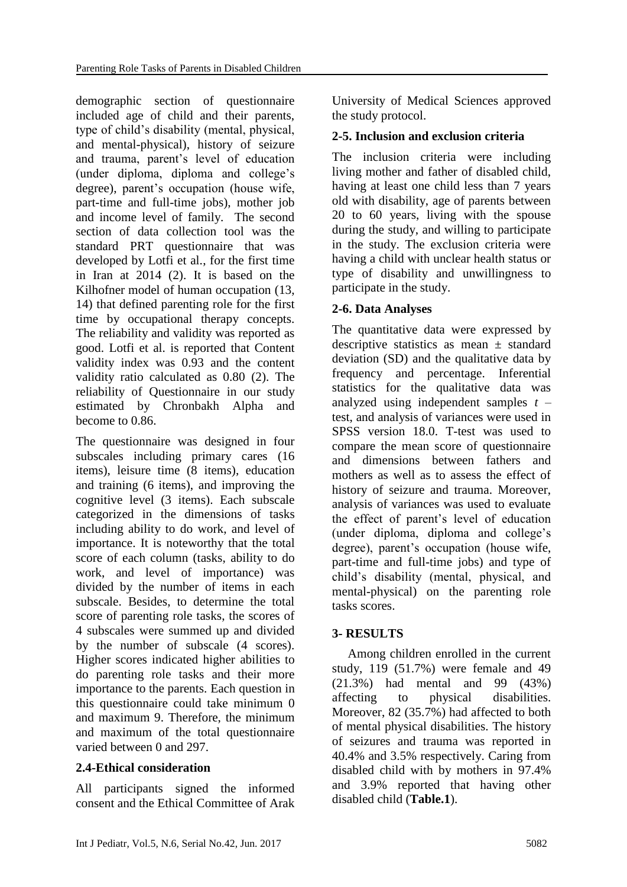demographic section of questionnaire included age of child and their parents, type of child's disability (mental, physical, and mental-physical), history of seizure and trauma, parent's level of education (under diploma, diploma and college's degree), parent's occupation (house wife, part-time and full-time jobs), mother job and income level of family. The second section of data collection tool was the standard PRT questionnaire that was developed by Lotfi et al., for the first time in Iran at 2014 (2). It is based on the Kilhofner model of human occupation (13, 14) that defined parenting role for the first time by occupational therapy concepts. The reliability and validity was reported as good. Lotfi et al. is reported that Content validity index was 0.93 and the content validity ratio calculated as 0.80 (2). The reliability of Questionnaire in our study estimated by Chronbakh Alpha and become to 0.86.

The questionnaire was designed in four subscales including primary cares (16 items), leisure time (8 items), education and training (6 items), and improving the cognitive level (3 items). Each subscale categorized in the dimensions of tasks including ability to do work, and level of importance. It is noteworthy that the total score of each column (tasks, ability to do work, and level of importance) was divided by the number of items in each subscale. Besides, to determine the total score of parenting role tasks, the scores of 4 subscales were summed up and divided by the number of subscale (4 scores). Higher scores indicated higher abilities to do parenting role tasks and their more importance to the parents. Each question in this questionnaire could take minimum 0 and maximum 9. Therefore, the minimum and maximum of the total questionnaire varied between 0 and 297.

### 2.4-Ethical consideration

All participants signed the informed consent and the Ethical Committee of Arak University of Medical Sciences approved the study protocol.

### 2-5. Inclusion and exclusion criteria

The inclusion criteria were including living mother and father of disabled child, having at least one child less than 7 years old with disability, age of parents between 20 to 60 years, living with the spouse during the study, and willing to participate in the study. The exclusion criteria were having a child with unclear health status or type of disability and unwillingness to participate in the study.

### 2-6. Data Analyses

The quantitative data were expressed by descriptive statistics as mean ± standard deviation (SD) and the qualitative data by frequency and percentage. Inferential statistics for the qualitative data was analyzed using independent samples *t* –test, and analysis of variances were used in SPSS version 18.0. T-test was used to compare the mean score of questionnaire and dimensions between fathers and mothers as well as to assess the effect of history of seizure and trauma. Moreover, analysis of variances was used to evaluate the effect of parent's level of education (under diploma, diploma and college's degree), parent's occupation (house wife, part-time and full-time jobs) and type of child's disability (mental, physical, and mental-physical) on the parenting role tasks scores.

## 3- RESULTS

Among children enrolled in the current study, 119 (51.7%) were female and 49 (21.3%) had mental and 99 (43%) affecting to physical disabilities. Moreover, 82 (35.7%) had affected to both of mental physical disabilities. The history of seizures and trauma was reported in 40.4% and 3.5% respectively. Caring from disabled child with by mothers in 97.4% and 3.9% reported that having other disabled child (**Table.1**).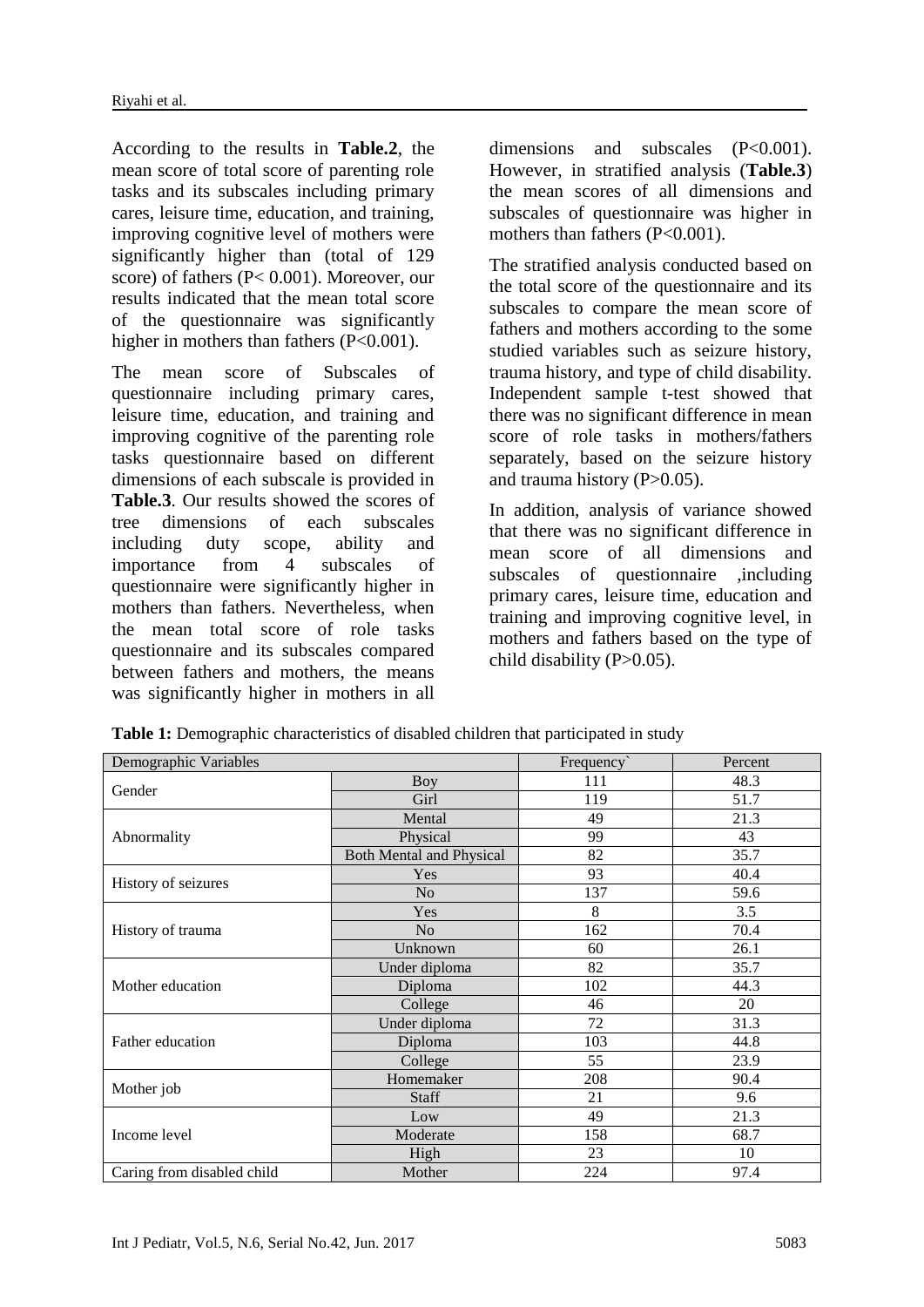According to the results in **Table.2**, the mean score of total score of parenting role tasks and its subscales including primary cares, leisure time, education, and training, improving cognitive level of mothers were significantly higher than (total of 129 score) of fathers ($P < 0.001$). Moreover, our results indicated that the mean total score of the questionnaire was significantly higher in mothers than fathers ($P<0.001$).

The mean score of Subscales of questionnaire including primary cares, leisure time, education, and training and improving cognitive of the parenting role tasks questionnaire based on different dimensions of each subscale is provided in **Table.3**. Our results showed the scores of tree dimensions of each subscales including duty scope, ability and importance from 4 subscales of questionnaire were significantly higher in mothers than fathers. Nevertheless, when the mean total score of role tasks questionnaire and its subscales compared between fathers and mothers, the means was significantly higher in mothers in all dimensions and subscales ($P<0.001$). However, in stratified analysis (**Table.3**) the mean scores of all dimensions and subscales of questionnaire was higher in mothers than fathers ($P<0.001$).

The stratified analysis conducted based on the total score of the questionnaire and its subscales to compare the mean score of fathers and mothers according to the some studied variables such as seizure history, trauma history, and type of child disability. Independent sample t-test showed that there was no significant difference in mean score of role tasks in mothers/fathers separately, based on the seizure history and trauma history ($P>0.05$).

In addition, analysis of variance showed that there was no significant difference in mean score of all dimensions and subscales of questionnaire ,including primary cares, leisure time, education and training and improving cognitive level, in mothers and fathers based on the type of child disability ($P>0.05$).

**Table 1:** Demographic characteristics of disabled children that participated in study

| Demographic Variables | | Frequency` | Percent |
|---|---|---|---|
| Gender | Boy | 111 | 48.3 |
| | Girl | 119 | 51.7 |
| Abnormality | Mental | 49 | 21.3 |
| | Physical | 99 | 43 |
| | Both Mental and Physical | 82 | 35.7 |
| History of seizures | Yes | 93 | 40.4 |
| | No | 137 | 59.6 |
| History of trauma | Yes | 8 | 3.5 |
| | No | 162 | 70.4 |
| | Unknown | 60 | 26.1 |
| Mother education | Under diploma | 82 | 35.7 |
| | Diploma | 102 | 44.3 |
| | College | 46 | 20 |
| Father education | Under diploma | 72 | 31.3 |
| | Diploma | 103 | 44.8 |
| | College | 55 | 23.9 |
| Mother job | Homemaker | 208 | 90.4 |
| | Staff | 21 | 9.6 |
| Income level | Low | 49 | 21.3 |
| | Moderate | 158 | 68.7 |
| | High | 23 | 10 |
| Caring from disabled child | Mother | 224 | 97.4 |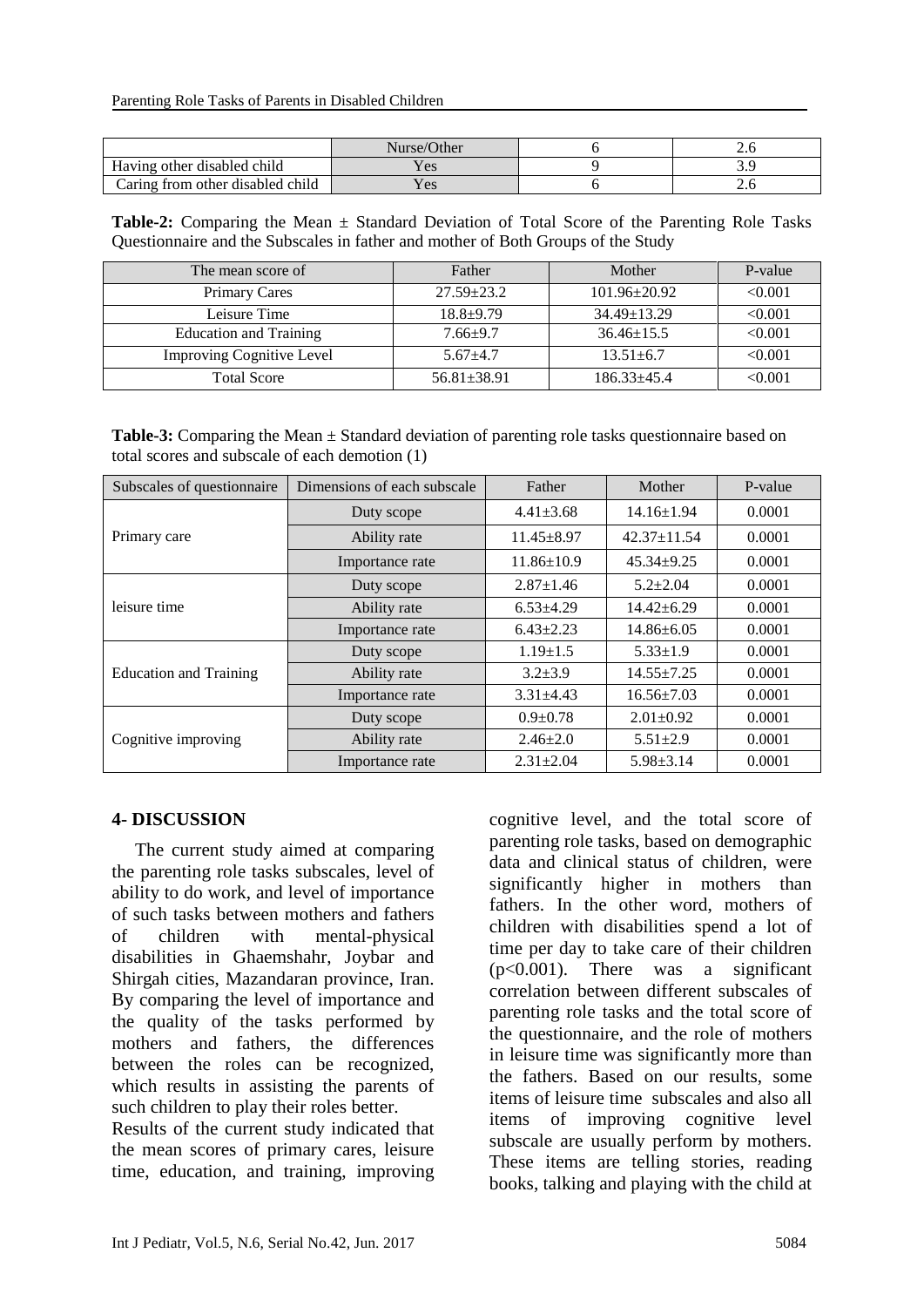|  | Nurse/Other | 6 | 2.6 |
|---|---|---|---|
| Having other disabled child | Yes | 9 | 3.9 |
| Caring from other disabled child | Yes | 6 | 2.6 |

**Table-2:** Comparing the Mean ± Standard Deviation of Total Score of the Parenting Role Tasks Questionnaire and the Subscales in father and mother of Both Groups of the Study

| The mean score of | Father | Mother | P-value |
|---|---|---|---|
| Primary Cares | 27.59±23.2 | 101.96±20.92 | <0.001 |
| Leisure Time | 18.8±9.79 | 34.49±13.29 | <0.001 |
| Education and Training | 7.66±9.7 | 36.46±15.5 | <0.001 |
| Improving Cognitive Level | 5.67±4.7 | 13.51±6.7 | <0.001 |
| Total Score | 56.81±38.91 | 186.33±45.4 | <0.001 |

**Table-3:** Comparing the Mean ± Standard deviation of parenting role tasks questionnaire based on total scores and subscale of each demotion (1)

| Subscales of questionnaire | Dimensions of each subscale | Father | Mother | P-value |
|---|---|---|---|---|
| Primary care | Duty scope | 4.41±3.68 | 14.16±1.94 | 0.0001 |
| | Ability rate | 11.45±8.97 | 42.37±11.54 | 0.0001 |
| | Importance rate | 11.86±10.9 | 45.34±9.25 | 0.0001 |
| leisure time | Duty scope | 2.87±1.46 | 5.2±2.04 | 0.0001 |
| | Ability rate | 6.53±4.29 | 14.42±6.29 | 0.0001 |
| | Importance rate | 6.43±2.23 | 14.86±6.05 | 0.0001 |
| Education and Training | Duty scope | 1.19±1.5 | 5.33±1.9 | 0.0001 |
| | Ability rate | 3.2±3.9 | 14.55±7.25 | 0.0001 |
| | Importance rate | 3.31±4.43 | 16.56±7.03 | 0.0001 |
| Cognitive improving | Duty scope | 0.9±0.78 | 2.01±0.92 | 0.0001 |
| | Ability rate | 2.46±2.0 | 5.51±2.9 | 0.0001 |
| | Importance rate | 2.31±2.04 | 5.98±3.14 | 0.0001 |

## 4- DISCUSSION

The current study aimed at comparing the parenting role tasks subscales, level of ability to do work, and level of importance of such tasks between mothers and fathers of children with mental-physical disabilities in Ghaemshahr, Joybar and Shirgah cities, Mazandaran province, Iran. By comparing the level of importance and the quality of the tasks performed by mothers and fathers, the differences between the roles can be recognized, which results in assisting the parents of such children to play their roles better.

Results of the current study indicated that the mean scores of primary cares, leisure time, education, and training, improving cognitive level, and the total score of parenting role tasks, based on demographic data and clinical status of children, were significantly higher in mothers than fathers. In the other word, mothers of children with disabilities spend a lot of time per day to take care of their children ($p<0.001$). There was a significant correlation between different subscales of parenting role tasks and the total score of the questionnaire, and the role of mothers in leisure time was significantly more than the fathers. Based on our results, some items of leisure time subscales and also all items of improving cognitive level subscale are usually perform by mothers. These items are telling stories, reading books, talking and playing with the child at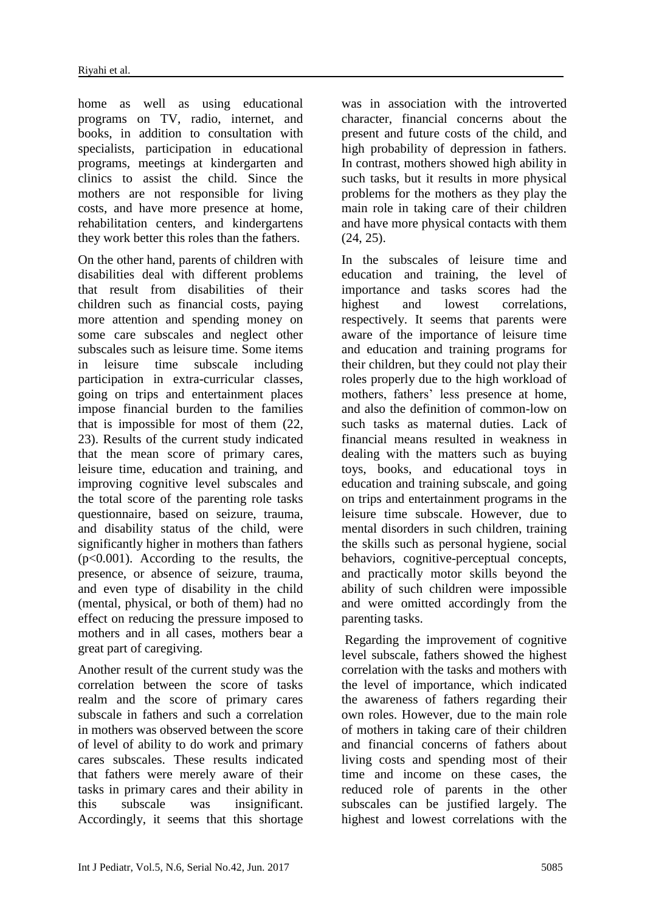home as well as using educational programs on TV, radio, internet, and books, in addition to consultation with specialists, participation in educational programs, meetings at kindergarten and clinics to assist the child. Since the mothers are not responsible for living costs, and have more presence at home, rehabilitation centers, and kindergartens they work better this roles than the fathers.

On the other hand, parents of children with disabilities deal with different problems that result from disabilities of their children such as financial costs, paying more attention and spending money on some care subscales and neglect other subscales such as leisure time. Some items in leisure time subscale including participation in extra-curricular classes, going on trips and entertainment places impose financial burden to the families that is impossible for most of them (22, 23). Results of the current study indicated that the mean score of primary cares, leisure time, education and training, and improving cognitive level subscales and the total score of the parenting role tasks questionnaire, based on seizure, trauma, and disability status of the child, were significantly higher in mothers than fathers ($p<0.001$). According to the results, the presence, or absence of seizure, trauma, and even type of disability in the child (mental, physical, or both of them) had no effect on reducing the pressure imposed to mothers and in all cases, mothers bear a great part of caregiving.

Another result of the current study was the correlation between the score of tasks realm and the score of primary cares subscale in fathers and such a correlation in mothers was observed between the score of level of ability to do work and primary cares subscales. These results indicated that fathers were merely aware of their tasks in primary cares and their ability in this subscale was insignificant. Accordingly, it seems that this shortage was in association with the introverted character, financial concerns about the present and future costs of the child, and high probability of depression in fathers. In contrast, mothers showed high ability in such tasks, but it results in more physical problems for the mothers as they play the main role in taking care of their children and have more physical contacts with them (24, 25).

In the subscales of leisure time and education and training, the level of importance and tasks scores had the highest and lowest correlations, respectively. It seems that parents were aware of the importance of leisure time and education and training programs for their children, but they could not play their roles properly due to the high workload of mothers, fathers' less presence at home, and also the definition of common-low on such tasks as maternal duties. Lack of financial means resulted in weakness in dealing with the matters such as buying toys, books, and educational toys in education and training subscale, and going on trips and entertainment programs in the leisure time subscale. However, due to mental disorders in such children, training the skills such as personal hygiene, social behaviors, cognitive-perceptual concepts, and practically motor skills beyond the ability of such children were impossible and were omitted accordingly from the parenting tasks.

Regarding the improvement of cognitive level subscale, fathers showed the highest correlation with the tasks and mothers with the level of importance, which indicated the awareness of fathers regarding their own roles. However, due to the main role of mothers in taking care of their children and financial concerns of fathers about living costs and spending most of their time and income on these cases, the reduced role of parents in the other subscales can be justified largely. The highest and lowest correlations with the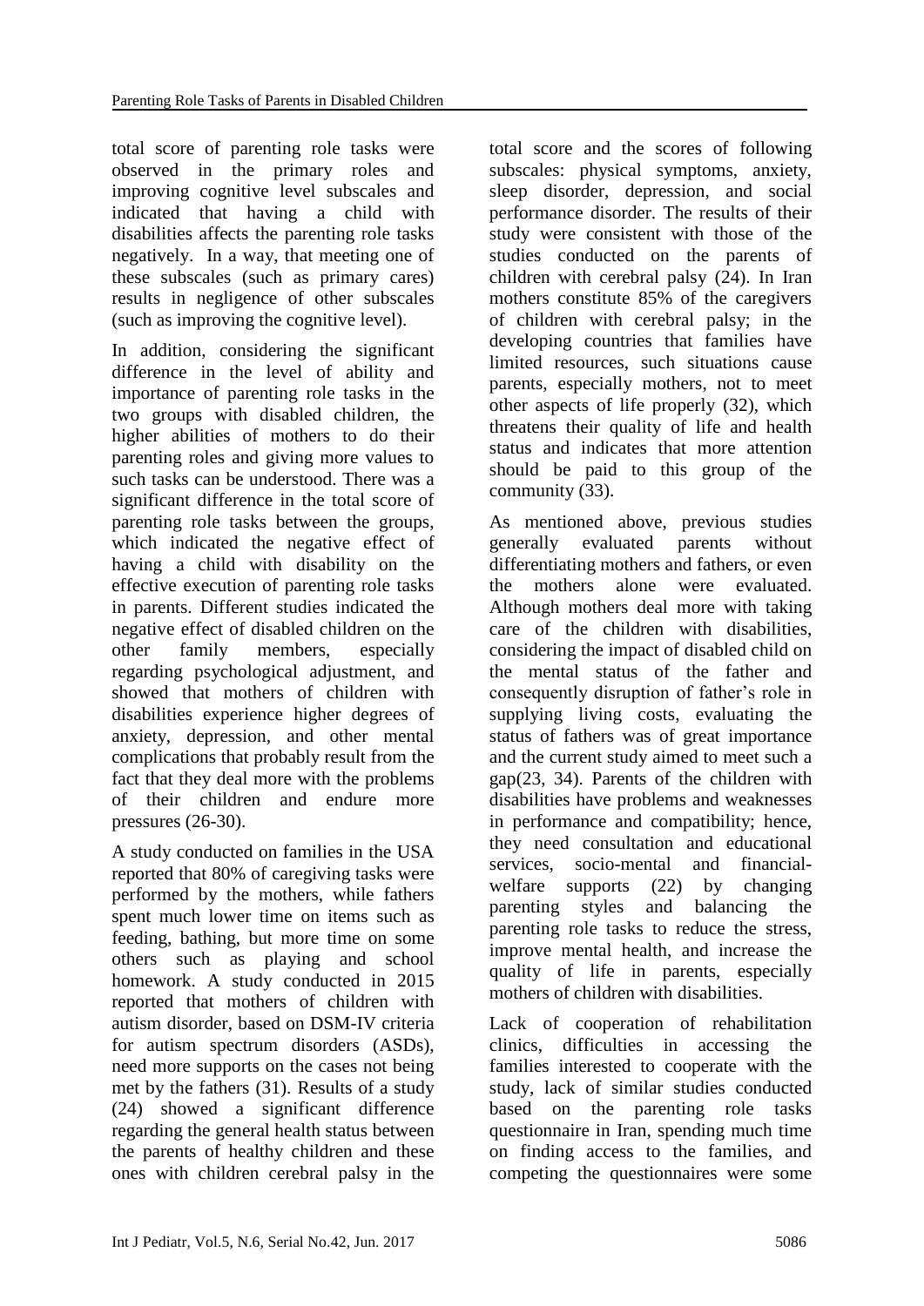total score of parenting role tasks were observed in the primary roles and improving cognitive level subscales and indicated that having a child with disabilities affects the parenting role tasks negatively. In a way, that meeting one of these subscales (such as primary cares) results in negligence of other subscales (such as improving the cognitive level).

In addition, considering the significant difference in the level of ability and importance of parenting role tasks in the two groups with disabled children, the higher abilities of mothers to do their parenting roles and giving more values to such tasks can be understood. There was a significant difference in the total score of parenting role tasks between the groups, which indicated the negative effect of having a child with disability on the effective execution of parenting role tasks in parents. Different studies indicated the negative effect of disabled children on the other family members, especially regarding psychological adjustment, and showed that mothers of children with disabilities experience higher degrees of anxiety, depression, and other mental complications that probably result from the fact that they deal more with the problems of their children and endure more pressures (26-30).

A study conducted on families in the USA reported that 80% of caregiving tasks were performed by the mothers, while fathers spent much lower time on items such as feeding, bathing, but more time on some others such as playing and school homework. A study conducted in 2015 reported that mothers of children with autism disorder, based on DSM-IV criteria for autism spectrum disorders (ASDs), need more supports on the cases not being met by the fathers (31). Results of a study (24) showed a significant difference regarding the general health status between the parents of healthy children and these ones with children cerebral palsy in the total score and the scores of following subscales: physical symptoms, anxiety, sleep disorder, depression, and social performance disorder. The results of their study were consistent with those of the studies conducted on the parents of children with cerebral palsy (24). In Iran mothers constitute 85% of the caregivers of children with cerebral palsy; in the developing countries that families have limited resources, such situations cause parents, especially mothers, not to meet other aspects of life properly (32), which threatens their quality of life and health status and indicates that more attention should be paid to this group of the community (33).

As mentioned above, previous studies generally evaluated parents without differentiating mothers and fathers, or even the mothers alone were evaluated. Although mothers deal more with taking care of the children with disabilities, considering the impact of disabled child on the mental status of the father and consequently disruption of father's role in supplying living costs, evaluating the status of fathers was of great importance and the current study aimed to meet such a gap(23, 34). Parents of the children with disabilities have problems and weaknesses in performance and compatibility; hence, they need consultation and educational services, socio-mental and financial-welfare supports (22) by changing parenting styles and balancing the parenting role tasks to reduce the stress, improve mental health, and increase the quality of life in parents, especially mothers of children with disabilities.

Lack of cooperation of rehabilitation clinics, difficulties in accessing the families interested to cooperate with the study, lack of similar studies conducted based on the parenting role tasks questionnaire in Iran, spending much time on finding access to the families, and competing the questionnaires were some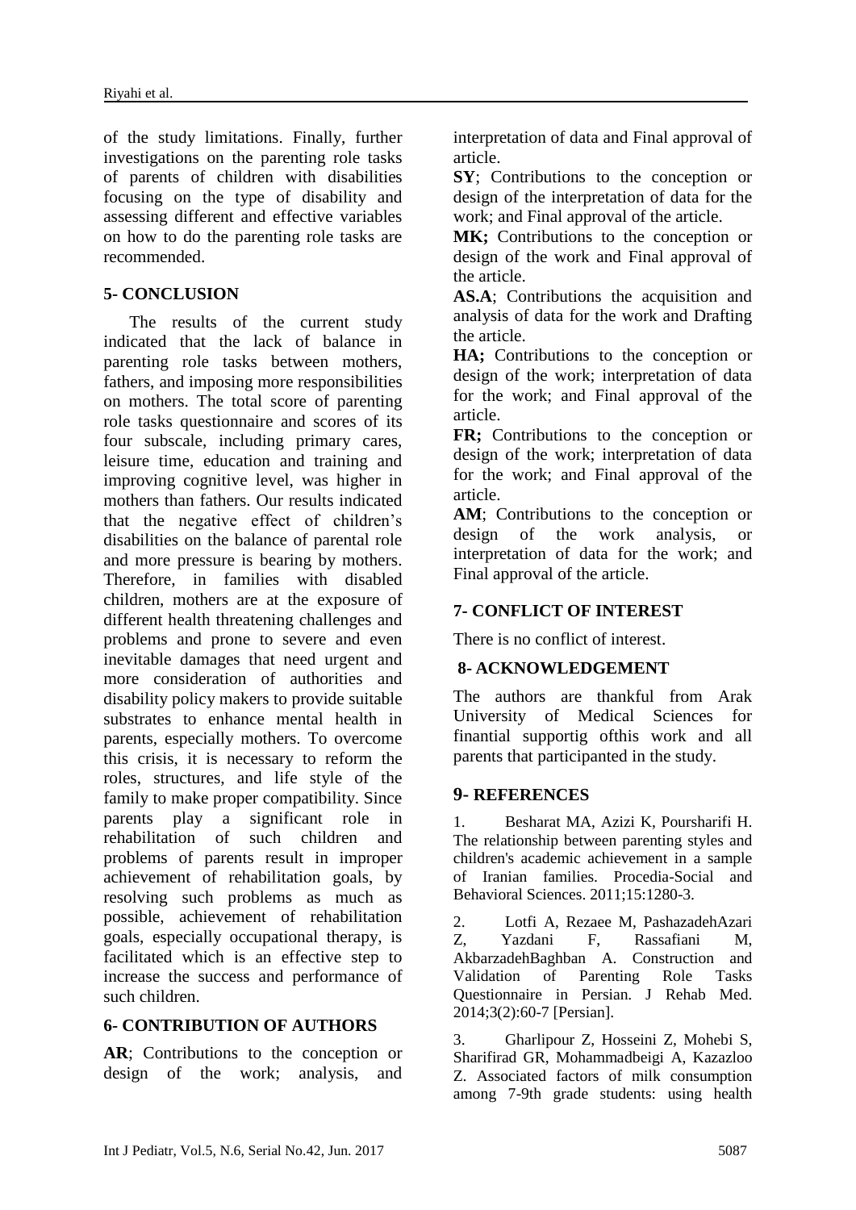of the study limitations. Finally, further investigations on the parenting role tasks of parents of children with disabilities focusing on the type of disability and assessing different and effective variables on how to do the parenting role tasks are recommended.

## 5- CONCLUSION

The results of the current study indicated that the lack of balance in parenting role tasks between mothers, fathers, and imposing more responsibilities on mothers. The total score of parenting role tasks questionnaire and scores of its four subscale, including primary cares, leisure time, education and training and improving cognitive level, was higher in mothers than fathers. Our results indicated that the negative effect of children's disabilities on the balance of parental role and more pressure is bearing by mothers. Therefore, in families with disabled children, mothers are at the exposure of different health threatening challenges and problems and prone to severe and even inevitable damages that need urgent and more consideration of authorities and disability policy makers to provide suitable substrates to enhance mental health in parents, especially mothers. To overcome this crisis, it is necessary to reform the roles, structures, and life style of the family to make proper compatibility. Since parents play a significant role in rehabilitation of such children and problems of parents result in improper achievement of rehabilitation goals, by resolving such problems as much as possible, achievement of rehabilitation goals, especially occupational therapy, is facilitated which is an effective step to increase the success and performance of such children.

## 6- CONTRIBUTION OF AUTHORS

**AR**; Contributions to the conception or design of the work; analysis, and interpretation of data and Final approval of article.

**SY**; Contributions to the conception or design of the interpretation of data for the work; and Final approval of the article.

**MK;** Contributions to the conception or design of the work and Final approval of the article.

**AS.A**; Contributions the acquisition and analysis of data for the work and Drafting the article.

**HA;** Contributions to the conception or design of the work; interpretation of data for the work; and Final approval of the article.

**FR;** Contributions to the conception or design of the work; interpretation of data for the work; and Final approval of the article.

**AM**; Contributions to the conception or design of the work analysis, or interpretation of data for the work; and Final approval of the article.

## 7- CONFLICT OF INTEREST

There is no conflict of interest.

## 8- ACKNOWLEDGEMENT

The authors are thankful from Arak University of Medical Sciences for finantial supportig ofthis work and all parents that participanted in the study.

## 9- REFERENCES

1. Besharat MA, Azizi K, Poursharifi H. The relationship between parenting styles and children's academic achievement in a sample of Iranian families. Procedia-Social and Behavioral Sciences. 2011;15:1280-3.

2. Lotfi A, Rezaee M, PashazadehAzari Z, Yazdani F, Rassafiani M, AkbarzadehBaghban A. Construction and Validation of Parenting Role Tasks Questionnaire in Persian. J Rehab Med. 2014;3(2):60-7 [Persian].

3. Gharlipour Z, Hosseini Z, Mohebi S, Sharifirad GR, Mohammadbeigi A, Kazazloo Z. Associated factors of milk consumption among 7-9th grade students: using health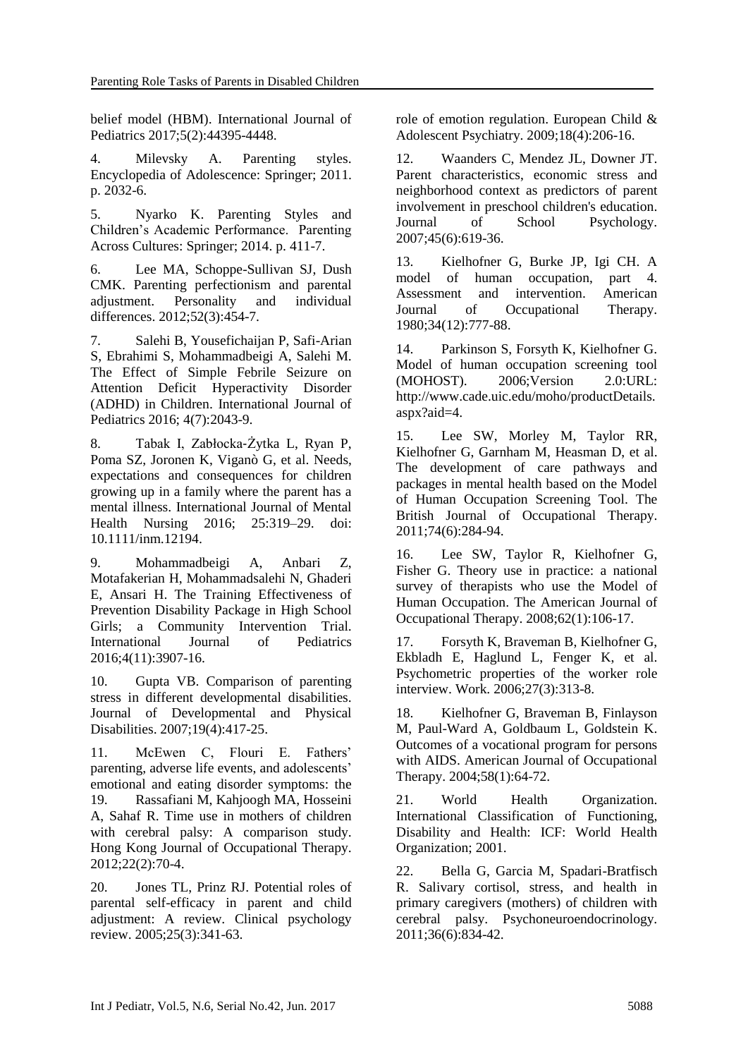belief model (HBM). International Journal of Pediatrics 2017;5(2):44395-4448.

4. Milevsky A. Parenting styles. Encyclopedia of Adolescence: Springer; 2011. p. 2032-6.

5. Nyarko K. Parenting Styles and Children's Academic Performance. Parenting Across Cultures: Springer; 2014. p. 411-7.

6. Lee MA, Schoppe-Sullivan SJ, Dush CMK. Parenting perfectionism and parental adjustment. Personality and individual differences. 2012;52(3):454-7.

7. Salehi B, Yousefichaijan P, Safi-Arian S, Ebrahimi S, Mohammadbeigi A, Salehi M. The Effect of Simple Febrile Seizure on Attention Deficit Hyperactivity Disorder (ADHD) in Children. International Journal of Pediatrics 2016; 4(7):2043-9.

8. Tabak I, Zabłocka-Żytka L, Ryan P, Poma SZ, Joronen K, Viganò G, et al. Needs, expectations and consequences for children growing up in a family where the parent has a mental illness. International Journal of Mental Health Nursing 2016; 25:319–29. doi: 10.1111/inm.12194.

9. Mohammadbeigi A, Anbari Z, Motafakerian H, Mohammadsalehi N, Ghaderi E, Ansari H. The Training Effectiveness of Prevention Disability Package in High School Girls; a Community Intervention Trial. International Journal of Pediatrics 2016;4(11):3907-16.

10. Gupta VB. Comparison of parenting stress in different developmental disabilities. Journal of Developmental and Physical Disabilities. 2007;19(4):417-25.

11. McEwen C, Flouri E. Fathers' parenting, adverse life events, and adolescents' emotional and eating disorder symptoms: the role of emotion regulation. European Child & Adolescent Psychiatry. 2009;18(4):206-16.

12. Waanders C, Mendez JL, Downer JT. Parent characteristics, economic stress and neighborhood context as predictors of parent involvement in preschool children's education. Journal of School Psychology. 2007;45(6):619-36.

13. Kielhofner G, Burke JP, Igi CH. A model of human occupation, part 4. Assessment and intervention. American Journal of Occupational Therapy. 1980;34(12):777-88.

14. Parkinson S, Forsyth K, Kielhofner G. Model of human occupation screening tool (MOHOST). 2006;Version 2.0:URL: http://www.cade.uic.edu/moho/productDetails.aspx?aid=4.

15. Lee SW, Morley M, Taylor RR, Kielhofner G, Garnham M, Heasman D, et al. The development of care pathways and packages in mental health based on the Model of Human Occupation Screening Tool. The British Journal of Occupational Therapy. 2011;74(6):284-94.

16. Lee SW, Taylor R, Kielhofner G, Fisher G. Theory use in practice: a national survey of therapists who use the Model of Human Occupation. The American Journal of Occupational Therapy. 2008;62(1):106-17.

17. Forsyth K, Braveman B, Kielhofner G, Ekbladh E, Haglund L, Fenger K, et al. Psychometric properties of the worker role interview. Work. 2006;27(3):313-8.

18. Kielhofner G, Braveman B, Finlayson M, Paul-Ward A, Goldbaum L, Goldstein K. Outcomes of a vocational program for persons with AIDS. American Journal of Occupational Therapy. 2004;58(1):64-72.

19. Rassafiani M, Kahjoogh MA, Hosseini A, Sahaf R. Time use in mothers of children with cerebral palsy: A comparison study. Hong Kong Journal of Occupational Therapy. 2012;22(2):70-4.

20. Jones TL, Prinz RJ. Potential roles of parental self-efficacy in parent and child adjustment: A review. Clinical psychology review. 2005;25(3):341-63.

21. World Health Organization. International Classification of Functioning, Disability and Health: ICF: World Health Organization; 2001.

22. Bella G, Garcia M, Spadari-Bratfisch R. Salivary cortisol, stress, and health in primary caregivers (mothers) of children with cerebral palsy. Psychoneuroendocrinology. 2011;36(6):834-42.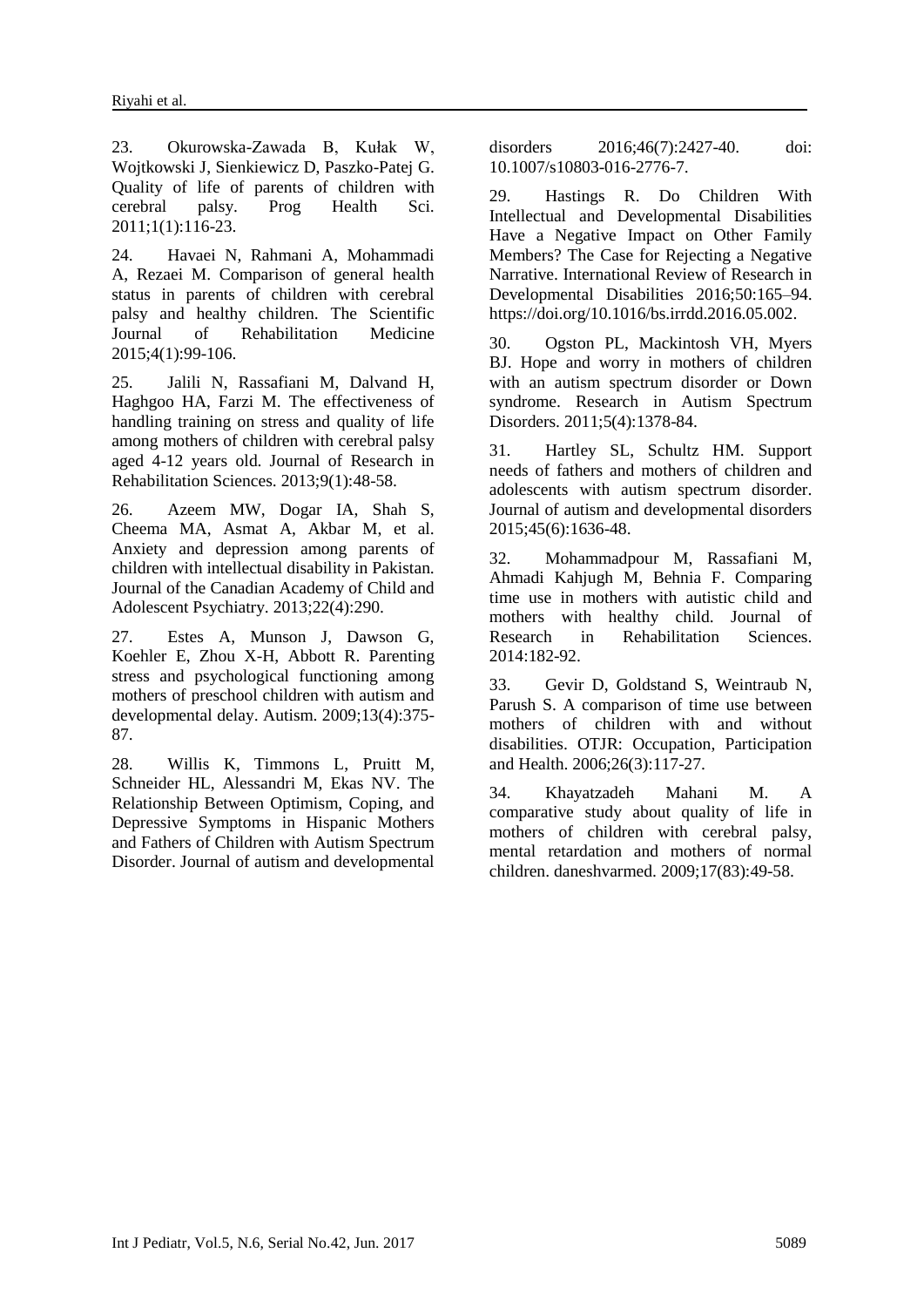23. Okurowska-Zawada B, Kułak W, Wojtkowski J, Sienkiewicz D, Paszko-Patej G. Quality of life of parents of children with cerebral palsy. Prog Health Sci. 2011;1(1):116-23.

24. Havaei N, Rahmani A, Mohammadi A, Rezaei M. Comparison of general health status in parents of children with cerebral palsy and healthy children. The Scientific Journal of Rehabilitation Medicine 2015;4(1):99-106.

25. Jalili N, Rassafiani M, Dalvand H, Haghgoo HA, Farzi M. The effectiveness of handling training on stress and quality of life among mothers of children with cerebral palsy aged 4-12 years old. Journal of Research in Rehabilitation Sciences. 2013;9(1):48-58.

26. Azeem MW, Dogar IA, Shah S, Cheema MA, Asmat A, Akbar M, et al. Anxiety and depression among parents of children with intellectual disability in Pakistan. Journal of the Canadian Academy of Child and Adolescent Psychiatry. 2013;22(4):290.

27. Estes A, Munson J, Dawson G, Koehler E, Zhou X-H, Abbott R. Parenting stress and psychological functioning among mothers of preschool children with autism and developmental delay. Autism. 2009;13(4):375-87.

28. Willis K, Timmons L, Pruitt M, Schneider HL, Alessandri M, Ekas NV. The Relationship Between Optimism, Coping, and Depressive Symptoms in Hispanic Mothers and Fathers of Children with Autism Spectrum Disorder. Journal of autism and developmental disorders 2016;46(7):2427-40. doi: 10.1007/s10803-016-2776-7.

29. Hastings R. Do Children With Intellectual and Developmental Disabilities Have a Negative Impact on Other Family Members? The Case for Rejecting a Negative Narrative. International Review of Research in Developmental Disabilities 2016;50:165–94. https://doi.org/10.1016/bs.irrdd.2016.05.002.

30. Ogston PL, Mackintosh VH, Myers BJ. Hope and worry in mothers of children with an autism spectrum disorder or Down syndrome. Research in Autism Spectrum Disorders. 2011;5(4):1378-84.

31. Hartley SL, Schultz HM. Support needs of fathers and mothers of children and adolescents with autism spectrum disorder. Journal of autism and developmental disorders 2015;45(6):1636-48.

32. Mohammadpour M, Rassafiani M, Ahmadi Kahjugh M, Behnia F. Comparing time use in mothers with autistic child and mothers with healthy child. Journal of Research in Rehabilitation Sciences. 2014:182-92.

33. Gevir D, Goldstand S, Weintraub N, Parush S. A comparison of time use between mothers of children with and without disabilities. OTJR: Occupation, Participation and Health. 2006;26(3):117-27.

34. Khayatzadeh Mahani M. A comparative study about quality of life in mothers of children with cerebral palsy, mental retardation and mothers of normal children. daneshvarmed. 2009;17(83):49-58.